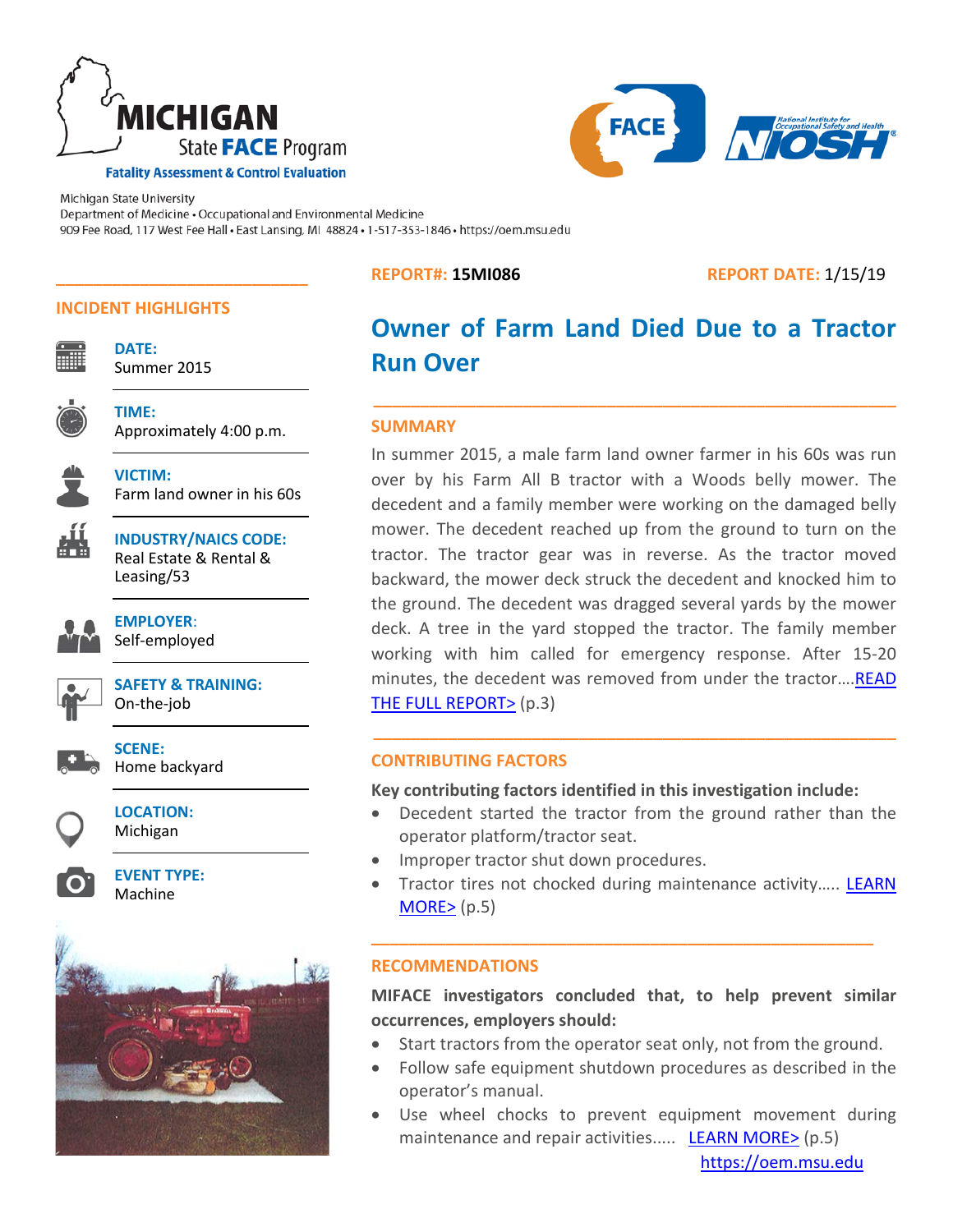# MICHIGAN State FACE Program

**Fatality Assessment & Control Evaluation**

Michigan State University
Department of Medicine • Occupational and Environmental Medicine
909 Fee Road, 117 West Fee Hall • East Lansing, MI 48824 • 1-517-353-1846 • https://oem.msu.edu

**REPORT#: 15MI086** **REPORT DATE:** 1/15/19

## INCIDENT HIGHLIGHTS

**DATE:**
Summer 2015

**TIME:**
Approximately 4:00 p.m.

**VICTIM:**
Farm land owner in his 60s

**INDUSTRY/NAICS CODE:**
Real Estate & Rental & Leasing/53

**EMPLOYER:**
Self-employed

**SAFETY & TRAINING:**
On-the-job

**SCENE:**
Home backyard

**LOCATION:**
Michigan

**EVENT TYPE:**
Machine

# Owner of Farm Land Died Due to a Tractor Run Over

## SUMMARY

In summer 2015, a male farm land owner farmer in his 60s was run over by his Farm All B tractor with a Woods belly mower. The decedent and a family member were working on the damaged belly mower. The decedent reached up from the ground to turn on the tractor. The tractor gear was in reverse. As the tractor moved backward, the mower deck struck the decedent and knocked him to the ground. The decedent was dragged several yards by the mower deck. A tree in the yard stopped the tractor. The family member working with him called for emergency response. After 15-20 minutes, the decedent was removed from under the tractor….READ THE FULL REPORT> (p.3)

## CONTRIBUTING FACTORS

**Key contributing factors identified in this investigation include:**

- Decedent started the tractor from the ground rather than the operator platform/tractor seat.
- Improper tractor shut down procedures.
- Tractor tires not chocked during maintenance activity….. LEARN MORE> (p.5)

## RECOMMENDATIONS

**MIFACE investigators concluded that, to help prevent similar occurrences, employers should:**

- Start tractors from the operator seat only, not from the ground.
- Follow safe equipment shutdown procedures as described in the operator's manual.
- Use wheel chocks to prevent equipment movement during maintenance and repair activities….. LEARN MORE> (p.5)

https://oem.msu.edu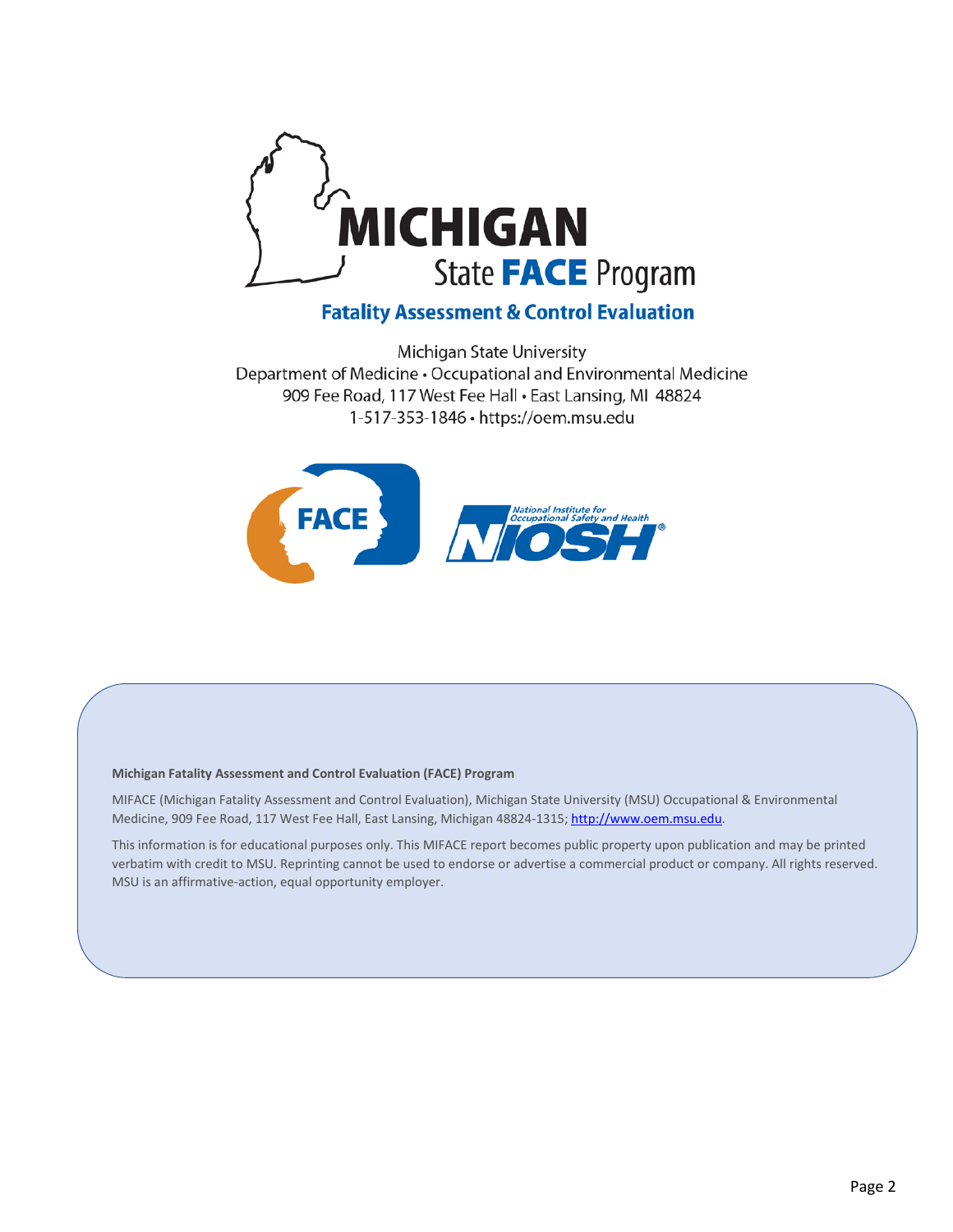# MICHIGAN State FACE Program

## Fatality Assessment & Control Evaluation

Michigan State University
Department of Medicine • Occupational and Environmental Medicine
909 Fee Road, 117 West Fee Hall • East Lansing, MI 48824
1-517-353-1846 • https://oem.msu.edu

FACE

National Institute for Occupational Safety and Health NIOSH

**Michigan Fatality Assessment and Control Evaluation (FACE) Program**

MIFACE (Michigan Fatality Assessment and Control Evaluation), Michigan State University (MSU) Occupational & Environmental Medicine, 909 Fee Road, 117 West Fee Hall, East Lansing, Michigan 48824-1315; http://www.oem.msu.edu.

This information is for educational purposes only. This MIFACE report becomes public property upon publication and may be printed verbatim with credit to MSU. Reprinting cannot be used to endorse or advertise a commercial product or company. All rights reserved. MSU is an affirmative-action, equal opportunity employer.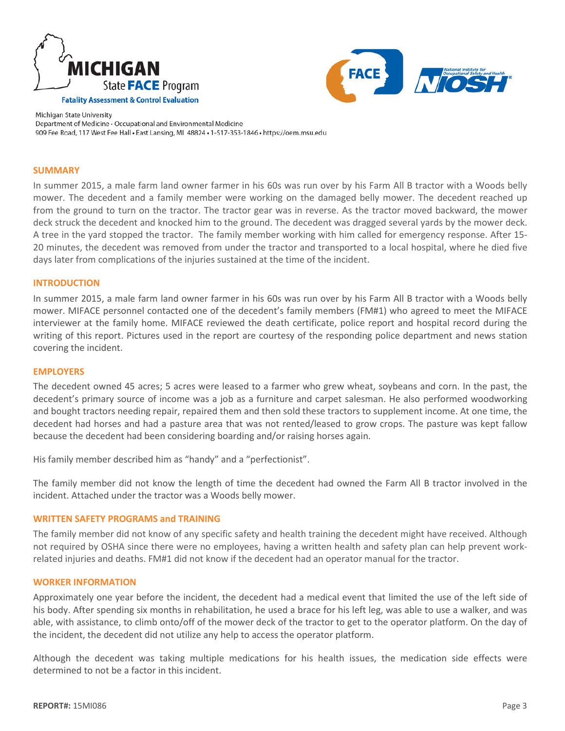Michigan State University
Department of Medicine - Occupational and Environmental Medicine
909 Fee Road, 117 West Fee Hall • East Lansing, MI 48824 • 1-517-353-1846 • https://oem.msu.edu

## SUMMARY

In summer 2015, a male farm land owner farmer in his 60s was run over by his Farm All B tractor with a Woods belly mower. The decedent and a family member were working on the damaged belly mower. The decedent reached up from the ground to turn on the tractor. The tractor gear was in reverse. As the tractor moved backward, the mower deck struck the decedent and knocked him to the ground. The decedent was dragged several yards by the mower deck. A tree in the yard stopped the tractor. The family member working with him called for emergency response. After 15-20 minutes, the decedent was removed from under the tractor and transported to a local hospital, where he died five days later from complications of the injuries sustained at the time of the incident.

## INTRODUCTION

In summer 2015, a male farm land owner farmer in his 60s was run over by his Farm All B tractor with a Woods belly mower. MIFACE personnel contacted one of the decedent's family members (FM#1) who agreed to meet the MIFACE interviewer at the family home. MIFACE reviewed the death certificate, police report and hospital record during the writing of this report. Pictures used in the report are courtesy of the responding police department and news station covering the incident.

## EMPLOYERS

The decedent owned 45 acres; 5 acres were leased to a farmer who grew wheat, soybeans and corn. In the past, the decedent's primary source of income was a job as a furniture and carpet salesman. He also performed woodworking and bought tractors needing repair, repaired them and then sold these tractors to supplement income. At one time, the decedent had horses and had a pasture area that was not rented/leased to grow crops. The pasture was kept fallow because the decedent had been considering boarding and/or raising horses again.

His family member described him as "handy" and a "perfectionist".

The family member did not know the length of time the decedent had owned the Farm All B tractor involved in the incident. Attached under the tractor was a Woods belly mower.

## WRITTEN SAFETY PROGRAMS and TRAINING

The family member did not know of any specific safety and health training the decedent might have received. Although not required by OSHA since there were no employees, having a written health and safety plan can help prevent work-related injuries and deaths. FM#1 did not know if the decedent had an operator manual for the tractor.

## WORKER INFORMATION

Approximately one year before the incident, the decedent had a medical event that limited the use of the left side of his body. After spending six months in rehabilitation, he used a brace for his left leg, was able to use a walker, and was able, with assistance, to climb onto/off of the mower deck of the tractor to get to the operator platform. On the day of the incident, the decedent did not utilize any help to access the operator platform.

Although the decedent was taking multiple medications for his health issues, the medication side effects were determined to not be a factor in this incident.

**REPORT#:** 15MI086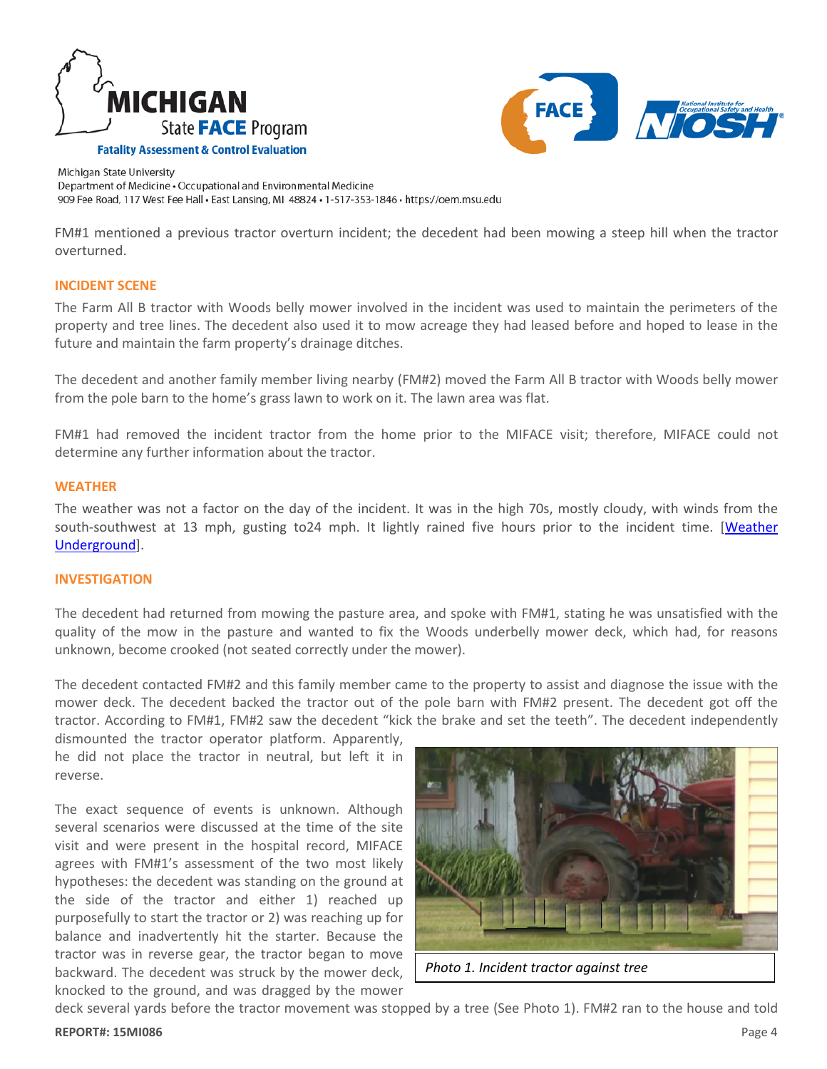FM#1 mentioned a previous tractor overturn incident; the decedent had been mowing a steep hill when the tractor overturned.

## INCIDENT SCENE

The Farm All B tractor with Woods belly mower involved in the incident was used to maintain the perimeters of the property and tree lines. The decedent also used it to mow acreage they had leased before and hoped to lease in the future and maintain the farm property's drainage ditches.

The decedent and another family member living nearby (FM#2) moved the Farm All B tractor with Woods belly mower from the pole barn to the home's grass lawn to work on it. The lawn area was flat.

FM#1 had removed the incident tractor from the home prior to the MIFACE visit; therefore, MIFACE could not determine any further information about the tractor.

## WEATHER

The weather was not a factor on the day of the incident. It was in the high 70s, mostly cloudy, with winds from the south-southwest at 13 mph, gusting to24 mph. It lightly rained five hours prior to the incident time. [Weather Underground].

## INVESTIGATION

The decedent had returned from mowing the pasture area, and spoke with FM#1, stating he was unsatisfied with the quality of the mow in the pasture and wanted to fix the Woods underbelly mower deck, which had, for reasons unknown, become crooked (not seated correctly under the mower).

The decedent contacted FM#2 and this family member came to the property to assist and diagnose the issue with the mower deck. The decedent backed the tractor out of the pole barn with FM#2 present. The decedent got off the tractor. According to FM#1, FM#2 saw the decedent "kick the brake and set the teeth". The decedent independently dismounted the tractor operator platform. Apparently, he did not place the tractor in neutral, but left it in reverse.

The exact sequence of events is unknown. Although several scenarios were discussed at the time of the site visit and were present in the hospital record, MIFACE agrees with FM#1's assessment of the two most likely hypotheses: the decedent was standing on the ground at the side of the tractor and either 1) reached up purposefully to start the tractor or 2) was reaching up for balance and inadvertently hit the starter. Because the tractor was in reverse gear, the tractor began to move backward. The decedent was struck by the mower deck, knocked to the ground, and was dragged by the mower deck several yards before the tractor movement was stopped by a tree (See Photo 1). FM#2 ran to the house and told

*Photo 1. Incident tractor against tree*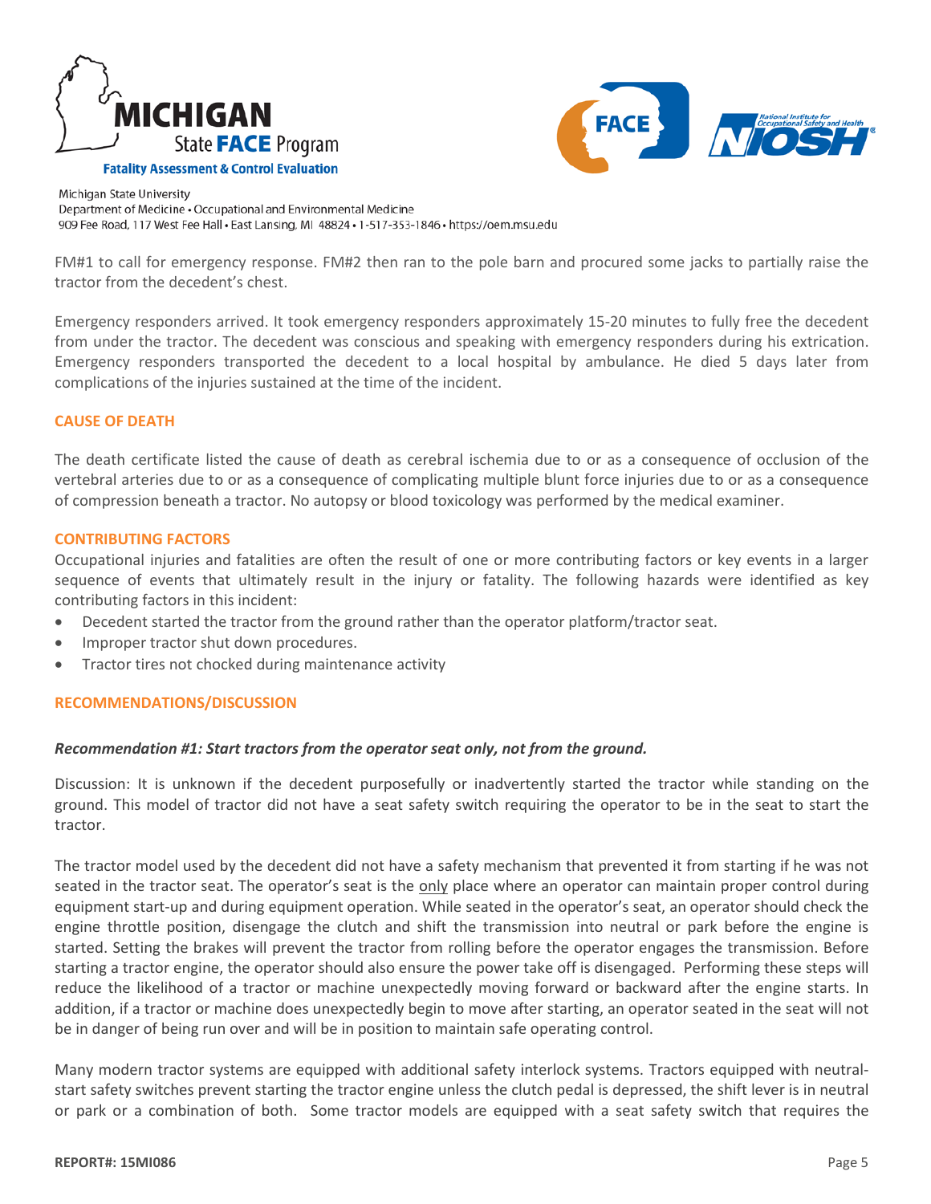FM#1 to call for emergency response. FM#2 then ran to the pole barn and procured some jacks to partially raise the tractor from the decedent's chest.

Emergency responders arrived. It took emergency responders approximately 15-20 minutes to fully free the decedent from under the tractor. The decedent was conscious and speaking with emergency responders during his extrication. Emergency responders transported the decedent to a local hospital by ambulance. He died 5 days later from complications of the injuries sustained at the time of the incident.

## CAUSE OF DEATH

The death certificate listed the cause of death as cerebral ischemia due to or as a consequence of occlusion of the vertebral arteries due to or as a consequence of complicating multiple blunt force injuries due to or as a consequence of compression beneath a tractor. No autopsy or blood toxicology was performed by the medical examiner.

## CONTRIBUTING FACTORS

Occupational injuries and fatalities are often the result of one or more contributing factors or key events in a larger sequence of events that ultimately result in the injury or fatality. The following hazards were identified as key contributing factors in this incident:

- Decedent started the tractor from the ground rather than the operator platform/tractor seat.
- Improper tractor shut down procedures.
- Tractor tires not chocked during maintenance activity

## RECOMMENDATIONS/DISCUSSION

***Recommendation #1: Start tractors from the operator seat only, not from the ground.***

Discussion: It is unknown if the decedent purposefully or inadvertently started the tractor while standing on the ground. This model of tractor did not have a seat safety switch requiring the operator to be in the seat to start the tractor.

The tractor model used by the decedent did not have a safety mechanism that prevented it from starting if he was not seated in the tractor seat. The operator's seat is the only place where an operator can maintain proper control during equipment start-up and during equipment operation. While seated in the operator's seat, an operator should check the engine throttle position, disengage the clutch and shift the transmission into neutral or park before the engine is started. Setting the brakes will prevent the tractor from rolling before the operator engages the transmission. Before starting a tractor engine, the operator should also ensure the power take off is disengaged. Performing these steps will reduce the likelihood of a tractor or machine unexpectedly moving forward or backward after the engine starts. In addition, if a tractor or machine does unexpectedly begin to move after starting, an operator seated in the seat will not be in danger of being run over and will be in position to maintain safe operating control.

Many modern tractor systems are equipped with additional safety interlock systems. Tractors equipped with neutral-start safety switches prevent starting the tractor engine unless the clutch pedal is depressed, the shift lever is in neutral or park or a combination of both. Some tractor models are equipped with a seat safety switch that requires the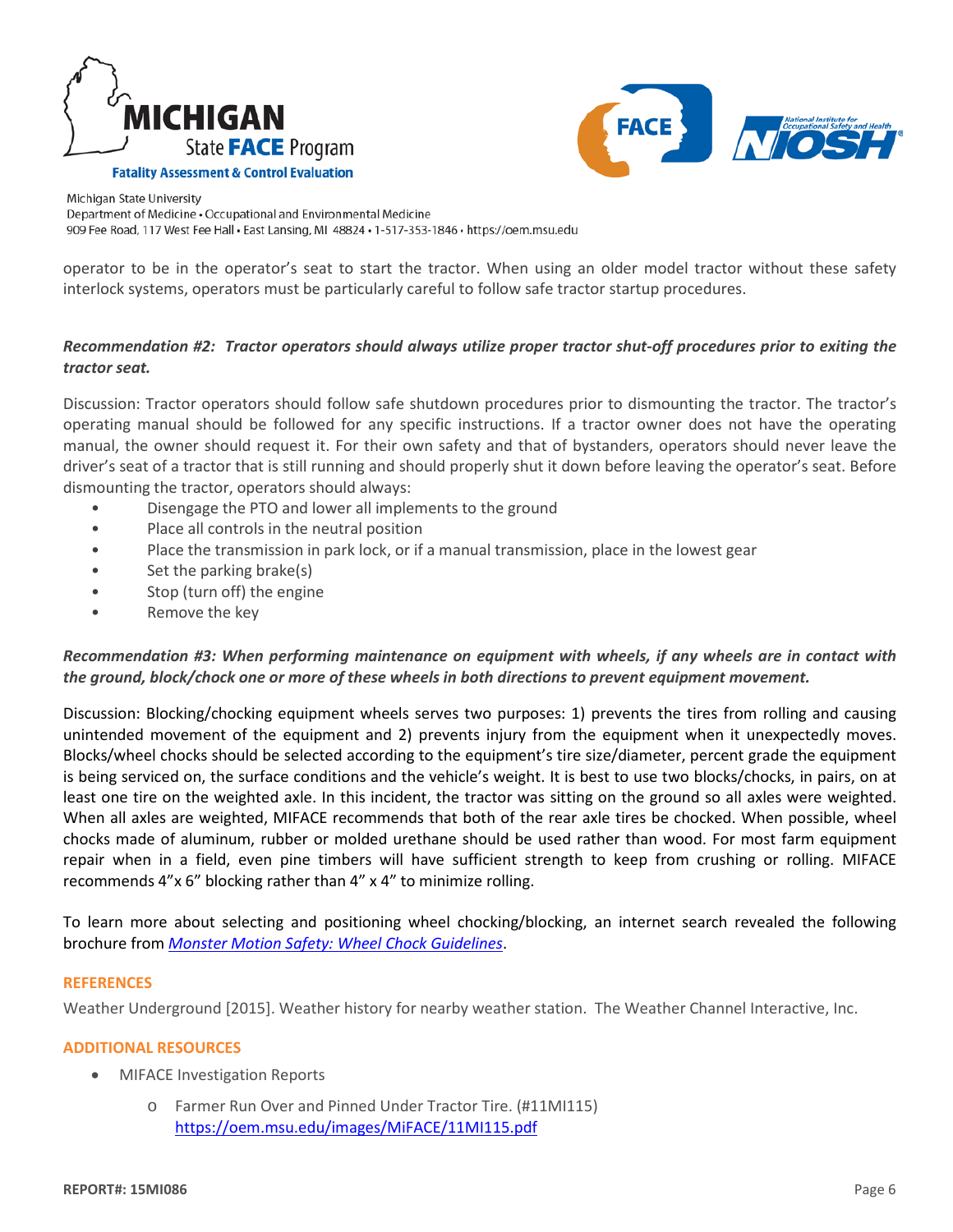operator to be in the operator's seat to start the tractor. When using an older model tractor without these safety interlock systems, operators must be particularly careful to follow safe tractor startup procedures.

***Recommendation #2: Tractor operators should always utilize proper tractor shut-off procedures prior to exiting the tractor seat.***

Discussion: Tractor operators should follow safe shutdown procedures prior to dismounting the tractor. The tractor's operating manual should be followed for any specific instructions. If a tractor owner does not have the operating manual, the owner should request it. For their own safety and that of bystanders, operators should never leave the driver's seat of a tractor that is still running and should properly shut it down before leaving the operator's seat. Before dismounting the tractor, operators should always:

- Disengage the PTO and lower all implements to the ground
- Place all controls in the neutral position
- Place the transmission in park lock, or if a manual transmission, place in the lowest gear
- Set the parking brake(s)
- Stop (turn off) the engine
- Remove the key

***Recommendation #3: When performing maintenance on equipment with wheels, if any wheels are in contact with the ground, block/chock one or more of these wheels in both directions to prevent equipment movement.***

Discussion: Blocking/chocking equipment wheels serves two purposes: 1) prevents the tires from rolling and causing unintended movement of the equipment and 2) prevents injury from the equipment when it unexpectedly moves. Blocks/wheel chocks should be selected according to the equipment's tire size/diameter, percent grade the equipment is being serviced on, the surface conditions and the vehicle's weight. It is best to use two blocks/chocks, in pairs, on at least one tire on the weighted axle. In this incident, the tractor was sitting on the ground so all axles were weighted. When all axles are weighted, MIFACE recommends that both of the rear axle tires be chocked. When possible, wheel chocks made of aluminum, rubber or molded urethane should be used rather than wood. For most farm equipment repair when in a field, even pine timbers will have sufficient strength to keep from crushing or rolling. MIFACE recommends 4"x 6" blocking rather than 4" x 4" to minimize rolling.

To learn more about selecting and positioning wheel chocking/blocking, an internet search revealed the following brochure from *Monster Motion Safety: Wheel Chock Guidelines*.

## REFERENCES

Weather Underground [2015]. Weather history for nearby weather station. The Weather Channel Interactive, Inc.

## ADDITIONAL RESOURCES

- MIFACE Investigation Reports
  - Farmer Run Over and Pinned Under Tractor Tire. (#11MI115) https://oem.msu.edu/images/MiFACE/11MI115.pdf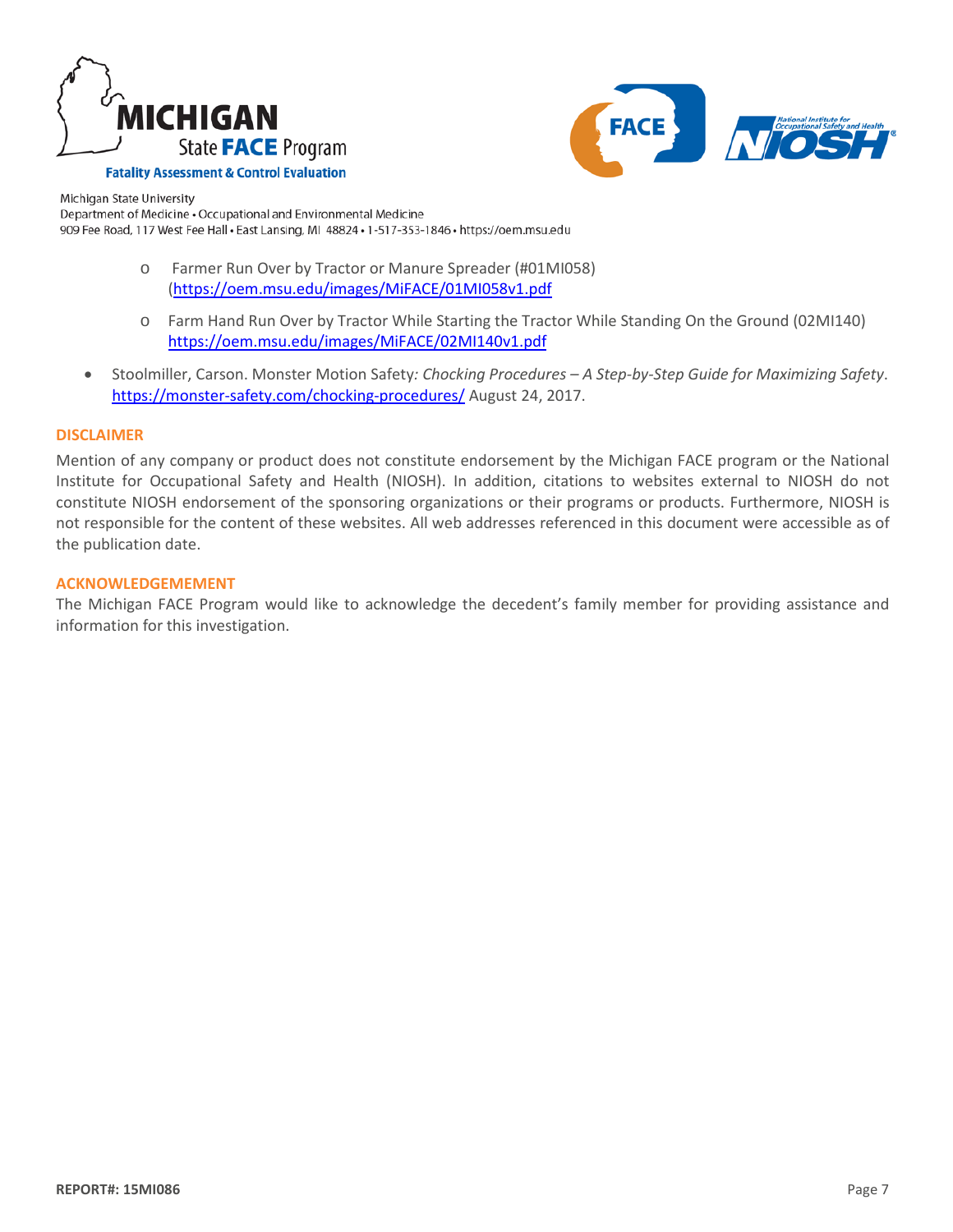- Farmer Run Over by Tractor or Manure Spreader (#01MI058) (https://oem.msu.edu/images/MiFACE/01MI058v1.pdf
  - Farm Hand Run Over by Tractor While Starting the Tractor While Standing On the Ground (02MI140) https://oem.msu.edu/images/MiFACE/02MI140v1.pdf

- Stoolmiller, Carson. Monster Motion Safety*: Chocking Procedures – A Step-by-Step Guide for Maximizing Safety*. https://monster-safety.com/chocking-procedures/ August 24, 2017.

## DISCLAIMER

Mention of any company or product does not constitute endorsement by the Michigan FACE program or the National Institute for Occupational Safety and Health (NIOSH). In addition, citations to websites external to NIOSH do not constitute NIOSH endorsement of the sponsoring organizations or their programs or products. Furthermore, NIOSH is not responsible for the content of these websites. All web addresses referenced in this document were accessible as of the publication date.

## ACKNOWLEDGEMEMENT

The Michigan FACE Program would like to acknowledge the decedent's family member for providing assistance and information for this investigation.